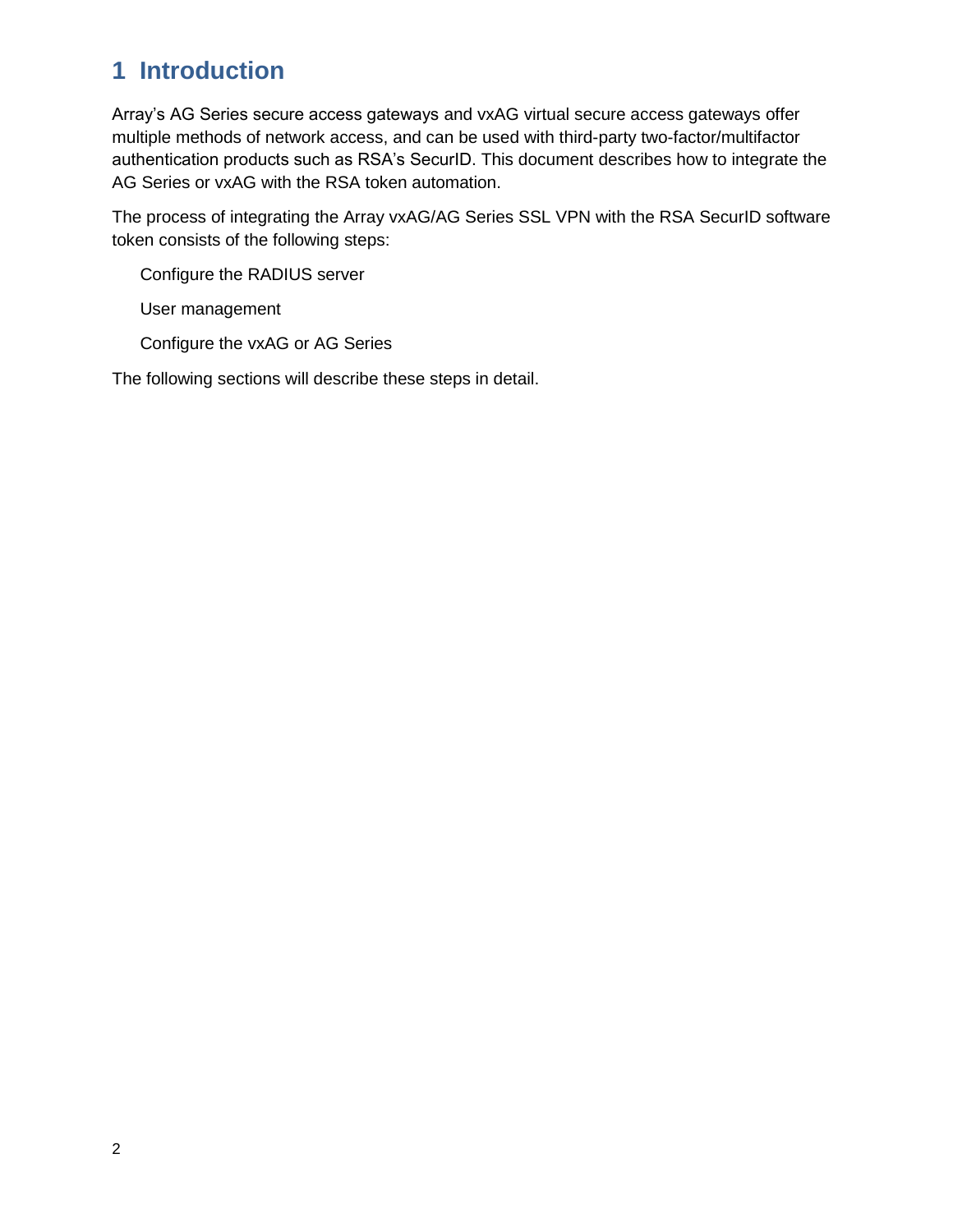# 1 Introduction

Array's AG Series secure access gateways and vxAG virtual secure access gateways offer multiple methods of network access, and can be used with third-party two-factor/multifactor authentication products such as RSA's SecurID. This document describes how to integrate the AG Series or vxAG with the RSA token automation.

The process of integrating the Array vxAG/AG Series SSL VPN with the RSA SecurID software token consists of the following steps:

- Configure the RADIUS server
- User management
- Configure the vxAG or AG Series

The following sections will describe these steps in detail.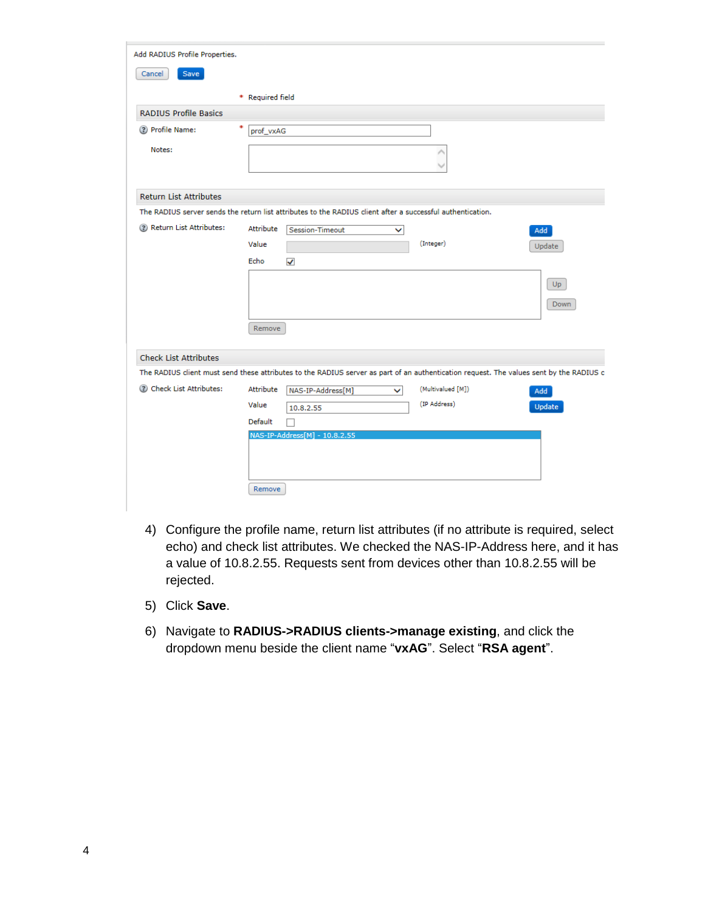Add RADIUS Profile Properties.

Cancel | Save

\* Required field

**RADIUS Profile Basics**

Profile Name: \* prof_vxAG

Notes:

**Return List Attributes**

The RADIUS server sends the return list attributes to the RADIUS client after a successful authentication.

Return List Attributes: Attribute: Session-Timeout — Add

Value: (Integer) — Update

Echo: ☑

Up | Down

Remove

**Check List Attributes**

The RADIUS client must send these attributes to the RADIUS server as part of an authentication request. The values sent by the RADIUS c

Check List Attributes: Attribute: NAS-IP-Address[M] (Multivalued [M]) — Add

Value: 10.8.2.55 (IP Address) — Update

Default: ☐

NAS-IP-Address[M] - 10.8.2.55

Remove

4) Configure the profile name, return list attributes (if no attribute is required, select echo) and check list attributes. We checked the NAS-IP-Address here, and it has a value of 10.8.2.55. Requests sent from devices other than 10.8.2.55 will be rejected.

5) Click **Save**.

6) Navigate to **RADIUS->RADIUS clients->manage existing**, and click the dropdown menu beside the client name "**vxAG**". Select "**RSA agent**".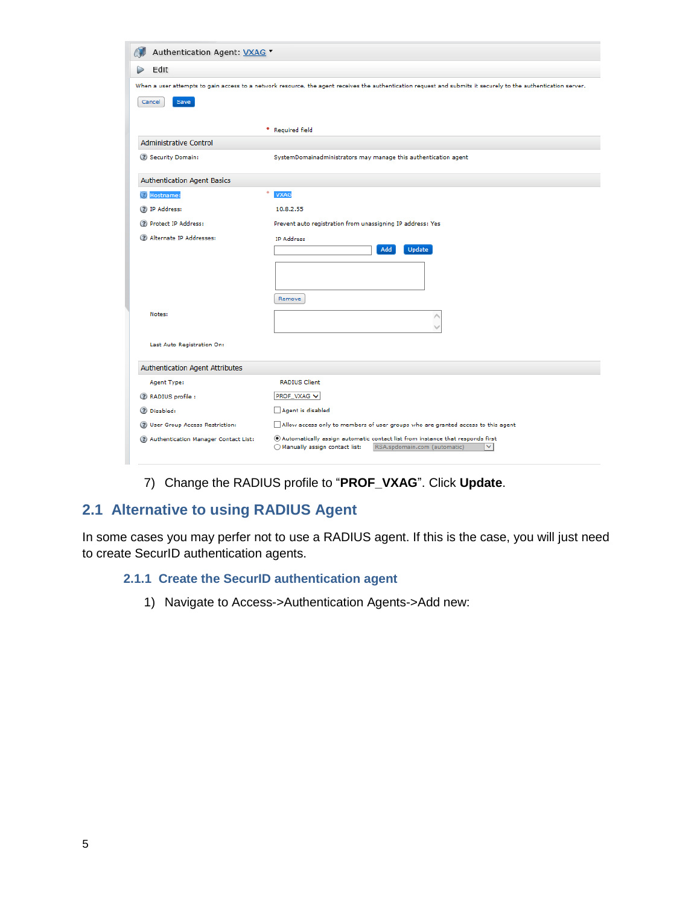Authentication Agent: VXAG

Edit

When a user attempts to gain access to a network resource, the agent receives the authentication request and submits it securely to the authentication server.

Cancel Save

\* Required field

**Administrative Control**

| | |
|---|---|
| Security Domain: | SystemDomainadministrators may manage this authentication agent |

**Authentication Agent Basics**

| | |
|---|---|
| Hostname: * | VXAG |
| IP Address: | 10.8.2.55 |
| Protect IP Address: | Prevent auto registration from unassigning IP address: Yes |
| Alternate IP Addresses: | IP Address [Add] [Update] [Remove] |
| Notes: | |
| Last Auto Registration On: | |

**Authentication Agent Attributes**

| | |
|---|---|
| Agent Type: | RADIUS Client |
| RADIUS profile : | PROF_VXAG |
| Disabled: | Agent is disabled |
| User Group Access Restriction: | Allow access only to members of user groups who are granted access to this agent |
| Authentication Manager Contact List: | Automatically assign automatic contact list from instance that responds first; Manually assign contact list: RSA.spdomain.com (automatic) |

7) Change the RADIUS profile to “**PROF_VXAG**”. Click **Update**.

## 2.1 Alternative to using RADIUS Agent

In some cases you may perfer not to use a RADIUS agent. If this is the case, you will just need to create SecurID authentication agents.

### 2.1.1 Create the SecurID authentication agent

1) Navigate to Access->Authentication Agents->Add new: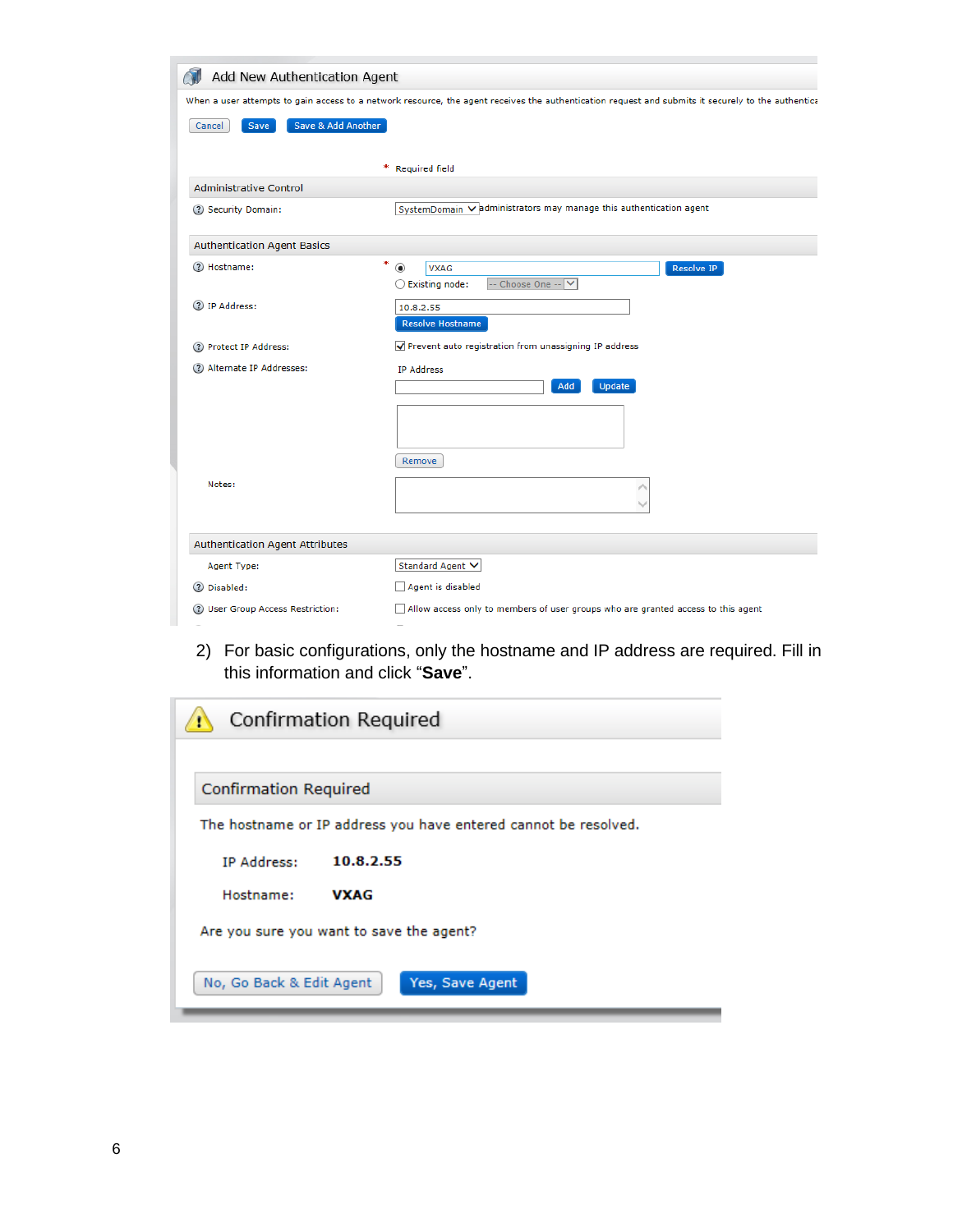Add New Authentication Agent

When a user attempts to gain access to a network resource, the agent receives the authentication request and submits it securely to the authentica

Cancel | Save | Save & Add Another

\* Required field

**Administrative Control**

Security Domain: SystemDomain — administrators may manage this authentication agent

**Authentication Agent Basics**

Hostname: \* VXAG — Resolve IP

Existing node: -- Choose One --

IP Address: 10.8.2.55 — Resolve Hostname

Protect IP Address: Prevent auto registration from unassigning IP address

Alternate IP Addresses: IP Address — Add | Update

Remove

Notes:

**Authentication Agent Attributes**

Agent Type: Standard Agent

Disabled: Agent is disabled

User Group Access Restriction: Allow access only to members of user groups who are granted access to this agent

2) For basic configurations, only the hostname and IP address are required. Fill in this information and click "**Save**".

Confirmation Required

**Confirmation Required**

The hostname or IP address you have entered cannot be resolved.

IP Address: **10.8.2.55**

Hostname: **VXAG**

Are you sure you want to save the agent?

No, Go Back & Edit Agent | Yes, Save Agent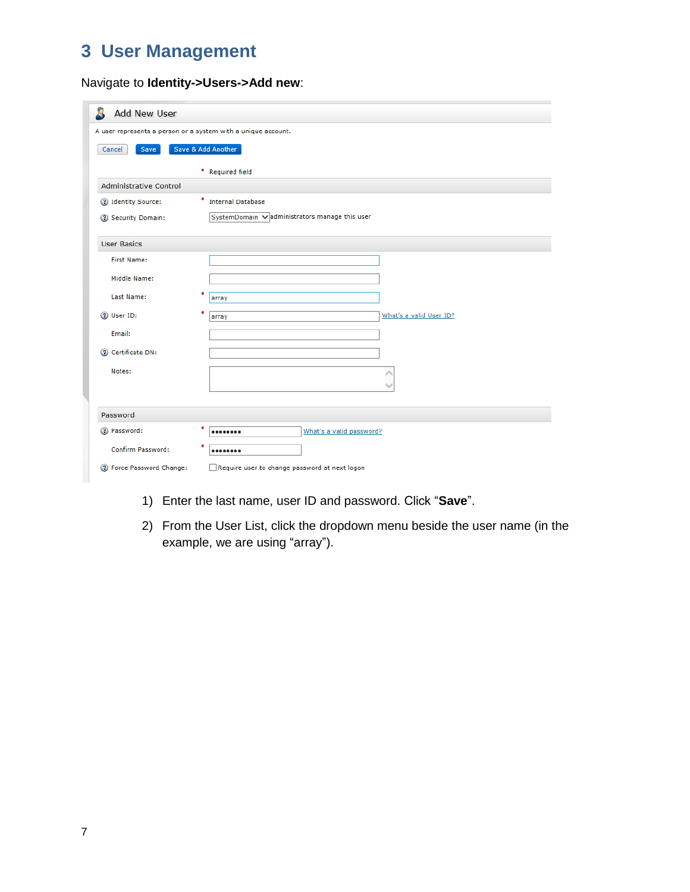# 3 User Management

Navigate to **Identity->Users->Add new**:

Add New User

A user represents a person or a system with a unique account.

Cancel | Save | Save & Add Another

\* Required field

Administrative Control

Identity Source: \* Internal Database

Security Domain: SystemDomain administrators manage this user

User Basics

First Name:

Middle Name:

Last Name: \* array

User ID: \* array What's a valid User ID?

Email:

Certificate DN:

Notes:

Password

Password: \* •••••••• What's a valid password?

Confirm Password: \* ••••••••

Force Password Change: Require user to change password at next logon

1) Enter the last name, user ID and password. Click "**Save**".
2) From the User List, click the dropdown menu beside the user name (in the example, we are using "array").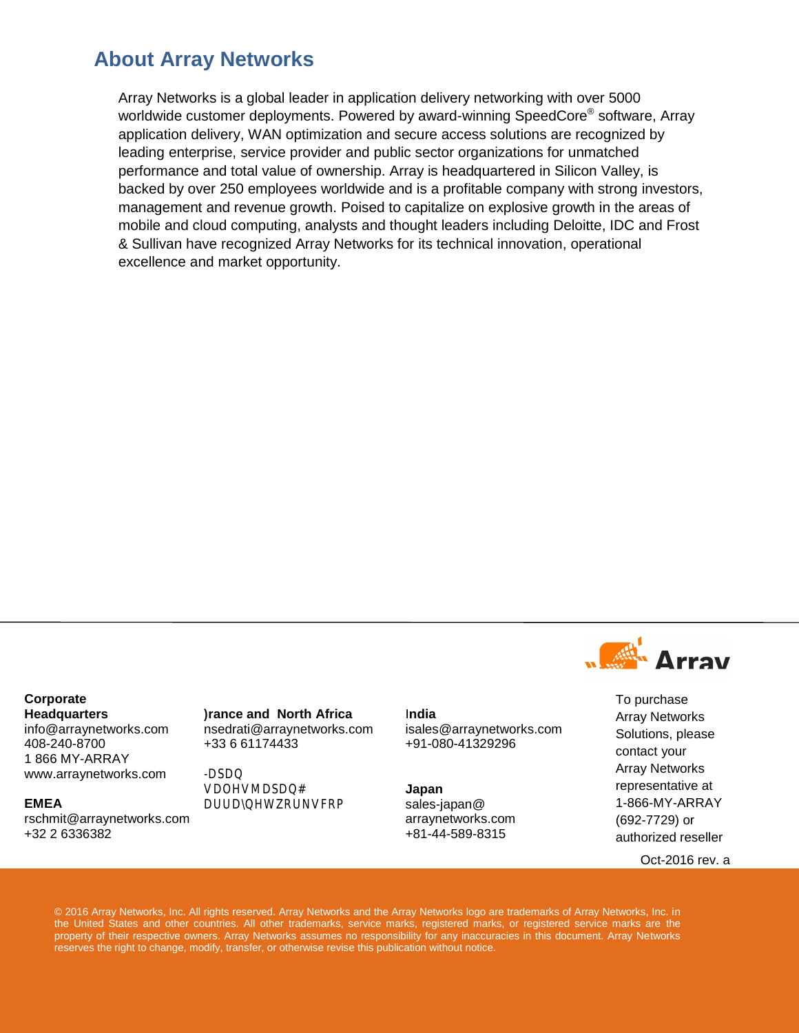## About Array Networks

Array Networks is a global leader in application delivery networking with over 5000 worldwide customer deployments. Powered by award-winning SpeedCore® software, Array application delivery, WAN optimization and secure access solutions are recognized by leading enterprise, service provider and public sector organizations for unmatched performance and total value of ownership. Array is headquartered in Silicon Valley, is backed by over 250 employees worldwide and is a profitable company with strong investors, management and revenue growth. Poised to capitalize on explosive growth in the areas of mobile and cloud computing, analysts and thought leaders including Deloitte, IDC and Frost & Sullivan have recognized Array Networks for its technical innovation, operational excellence and market opportunity.

**Corporate Headquarters**
info@arraynetworks.com
408-240-8700
1 866 MY-ARRAY
www.arraynetworks.com

**EMEA**
rschmit@arraynetworks.com
+32 2 6336382

**)rance and North Africa**
nsedrati@arraynetworks.com
+33 6 61174433

-DSDQ
VDOHVMDSDQ#
DUUD\QHWZRUNVFRP

**India**
isales@arraynetworks.com
+91-080-41329296

**Japan**
sales-japan@
arraynetworks.com
+81-44-589-8315

Array

To purchase Array Networks Solutions, please contact your Array Networks representative at 1-866-MY-ARRAY (692-7729) or authorized reseller

Oct-2016 rev. a

© 2016 Array Networks, Inc. All rights reserved. Array Networks and the Array Networks logo are trademarks of Array Networks, Inc. in the United States and other countries. All other trademarks, service marks, registered marks, or registered service marks are the property of their respective owners. Array Networks assumes no responsibility for any inaccuracies in this document. Array Networks reserves the right to change, modify, transfer, or otherwise revise this publication without notice.